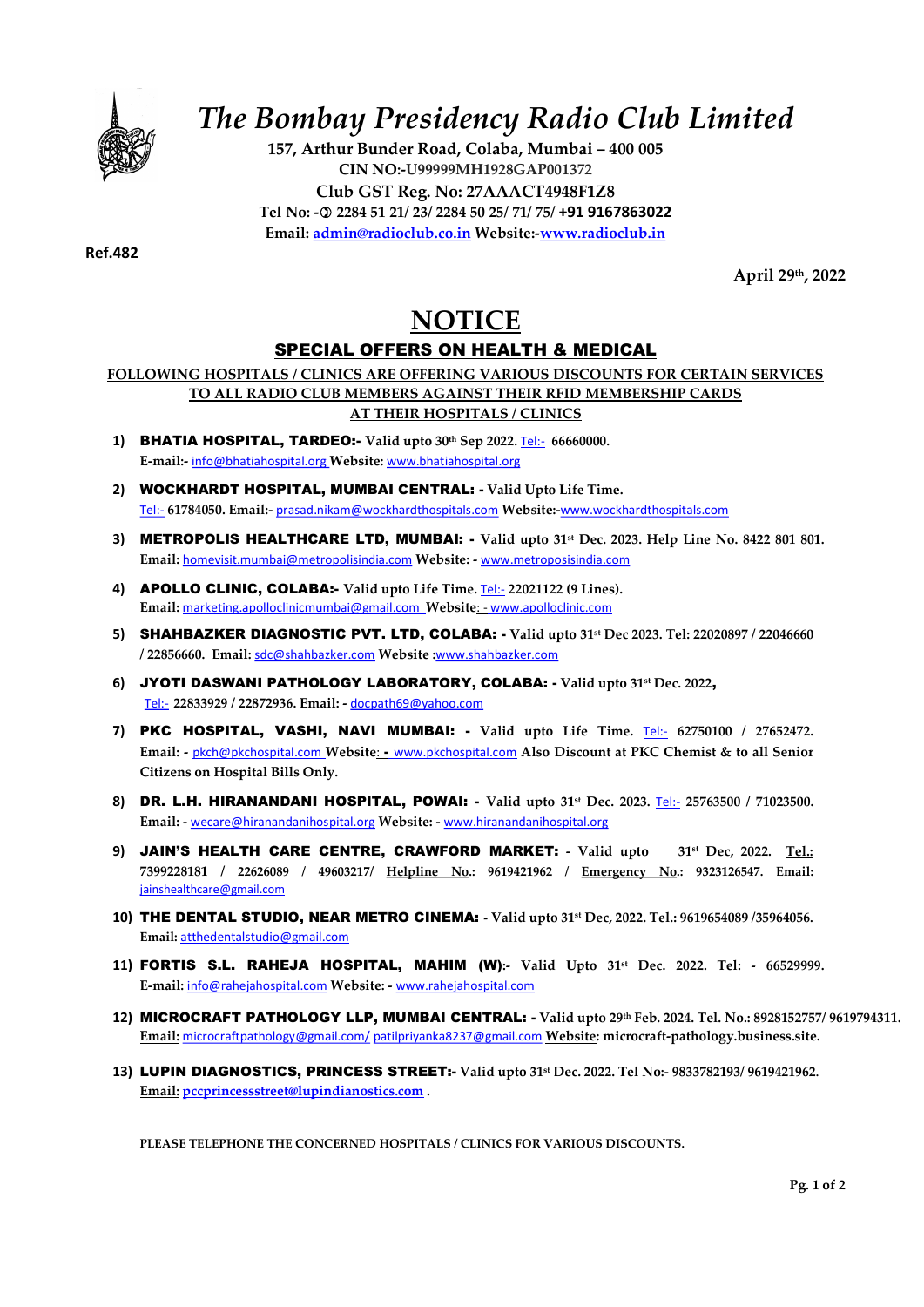# *The Bombay Presidency Radio Club Limited*

**157, Arthur Bunder Road, Colaba, Mumbai – 400 005**
**CIN NO:-U99999MH1928GAP001372**
**Club GST Reg. No: 27AAACT4948F1Z8**
**Tel No: -✆ 2284 51 21/ 23/ 2284 50 25/ 71/ 75/ +91 9167863022**
**Email: admin@radioclub.co.in Website:-www.radioclub.in**

**Ref.482**

**April 29th, 2022**

# NOTICE

## SPECIAL OFFERS ON HEALTH & MEDICAL

**FOLLOWING HOSPITALS / CLINICS ARE OFFERING VARIOUS DISCOUNTS FOR CERTAIN SERVICES TO ALL RADIO CLUB MEMBERS AGAINST THEIR RFID MEMBERSHIP CARDS AT THEIR HOSPITALS / CLINICS**

1) **BHATIA HOSPITAL, TARDEO:- Valid upto 30th Sep 2022.** Tel:- **66660000.**
   **E-mail:-** info@bhatiahospital.org **Website:** www.bhatiahospital.org

2) **WOCKHARDT HOSPITAL, MUMBAI CENTRAL: - Valid Upto Life Time.**
   Tel:- **61784050. Email:-** prasad.nikam@wockhardthospitals.com **Website:-**www.wockhardthospitals.com

3) **METROPOLIS HEALTHCARE LTD, MUMBAI: - Valid upto 31st Dec. 2023. Help Line No. 8422 801 801.**
   **Email:** homevisit.mumbai@metropolisindia.com **Website: -** www.metroposisindia.com

4) **APOLLO CLINIC, COLABA:- Valid upto Life Time.** Tel:- **22021122 (9 Lines).**
   **Email:** marketing.apolloclinicmumbai@gmail.com **Website**: - www.apolloclinic.com

5) **SHAHBAZKER DIAGNOSTIC PVT. LTD, COLABA: - Valid upto 31st Dec 2023. Tel: 22020897 / 22046660 / 22856660. Email:** sdc@shahbazker.com **Website :**www.shahbazker.com

6) **JYOTI DASWANI PATHOLOGY LABORATORY, COLABA: - Valid upto 31st Dec. 2022,**
   Tel:- **22833929 / 22872936. Email: -** docpath69@yahoo.com

7) **PKC HOSPITAL, VASHI, NAVI MUMBAI: - Valid upto Life Time.** Tel:- **62750100 / 27652472. Email: -** pkch@pkchospital.com **Website**: - www.pkchospital.com **Also Discount at PKC Chemist & to all Senior Citizens on Hospital Bills Only.**

8) **DR. L.H. HIRANANDANI HOSPITAL, POWAI: - Valid upto 31st Dec. 2023.** Tel:- **25763500 / 71023500. Email: -** wecare@hiranandanihospital.org **Website: -** www.hiranandanihospital.org

9) **JAIN'S HEALTH CARE CENTRE, CRAWFORD MARKET: - Valid upto 31st Dec, 2022. Tel.: 7399228181 / 22626089 / 49603217/ Helpline No.: 9619421962 / Emergency No.: 9323126547. Email:** jainshealthcare@gmail.com

10) **THE DENTAL STUDIO, NEAR METRO CINEMA: - Valid upto 31st Dec, 2022. Tel.: 9619654089 /35964056. Email:** atthedentalstudio@gmail.com

11) **FORTIS S.L. RAHEJA HOSPITAL, MAHIM (W):- Valid Upto 31st Dec. 2022. Tel: - 66529999. E-mail:** info@rahejahospital.com **Website: -** www.rahejahospital.com

12) **MICROCRAFT PATHOLOGY LLP, MUMBAI CENTRAL: - Valid upto 29th Feb. 2024. Tel. No.: 8928152757/ 9619794311. Email:** microcraftpathology@gmail.com/ patilpriyanka8237@gmail.com **Website: microcraft-pathology.business.site.**

13) **LUPIN DIAGNOSTICS, PRINCESS STREET:- Valid upto 31st Dec. 2022. Tel No:- 9833782193/ 9619421962. Email: pccprincessstreet@lupindianostics.com .**

**PLEASE TELEPHONE THE CONCERNED HOSPITALS / CLINICS FOR VARIOUS DISCOUNTS.**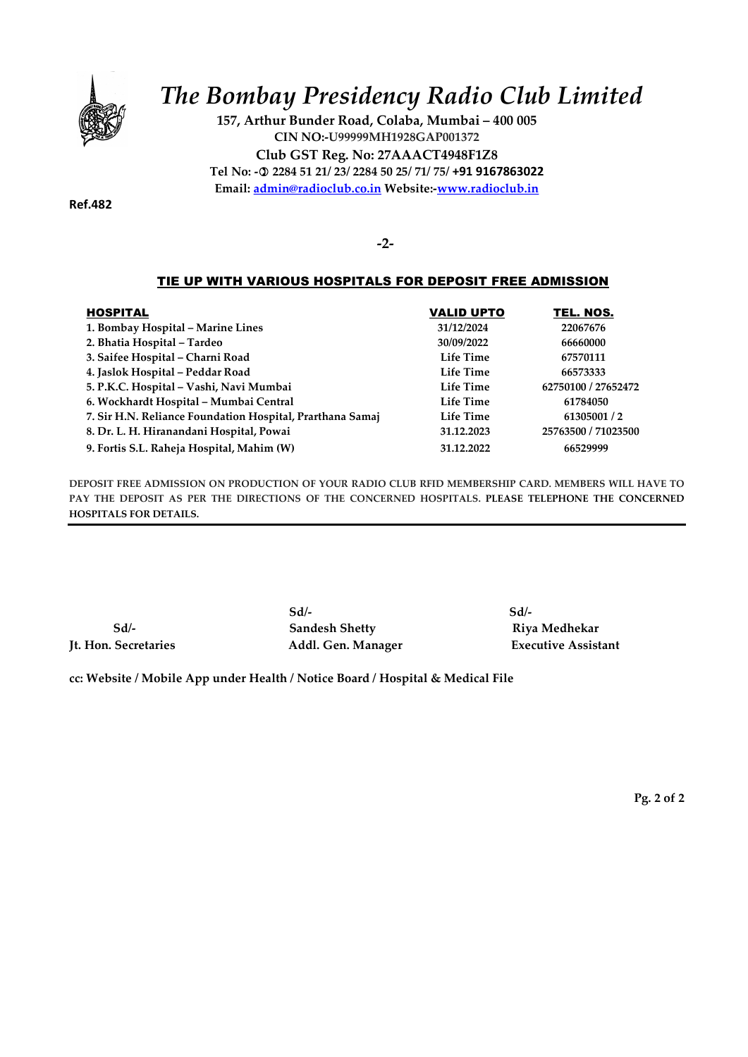# *The Bombay Presidency Radio Club Limited*

**157, Arthur Bunder Road, Colaba, Mumbai – 400 005**
**CIN NO:-U99999MH1928GAP001372**
**Club GST Reg. No: 27AAACT4948F1Z8**
**Tel No: -✆ 2284 51 21/ 23/ 2284 50 25/ 71/ 75/ +91 9167863022**
**Email: admin@radioclub.co.in Website:-www.radioclub.in**

**Ref.482**

**-2-**

## TIE UP WITH VARIOUS HOSPITALS FOR DEPOSIT FREE ADMISSION

| HOSPITAL | VALID UPTO | TEL. NOS. |
|---|---|---|
| 1. Bombay Hospital – Marine Lines | 31/12/2024 | 22067676 |
| 2. Bhatia Hospital – Tardeo | 30/09/2022 | 66660000 |
| 3. Saifee Hospital – Charni Road | Life Time | 67570111 |
| 4. Jaslok Hospital – Peddar Road | Life Time | 66573333 |
| 5. P.K.C. Hospital – Vashi, Navi Mumbai | Life Time | 62750100 / 27652472 |
| 6. Wockhardt Hospital – Mumbai Central | Life Time | 61784050 |
| 7. Sir H.N. Reliance Foundation Hospital, Prarthana Samaj | Life Time | 61305001 / 2 |
| 8. Dr. L. H. Hiranandani Hospital, Powai | 31.12.2023 | 25763500 / 71023500 |
| 9. Fortis S.L. Raheja Hospital, Mahim (W) | 31.12.2022 | 66529999 |

**DEPOSIT FREE ADMISSION ON PRODUCTION OF YOUR RADIO CLUB RFID MEMBERSHIP CARD. MEMBERS WILL HAVE TO PAY THE DEPOSIT AS PER THE DIRECTIONS OF THE CONCERNED HOSPITALS. PLEASE TELEPHONE THE CONCERNED HOSPITALS FOR DETAILS.**

| | | |
|---|---|---|
| Sd/- | Sd/- | Sd/- |
| | Sandesh Shetty | Riya Medhekar |
| Jt. Hon. Secretaries | Addl. Gen. Manager | Executive Assistant |

**cc: Website / Mobile App under Health / Notice Board / Hospital & Medical File**